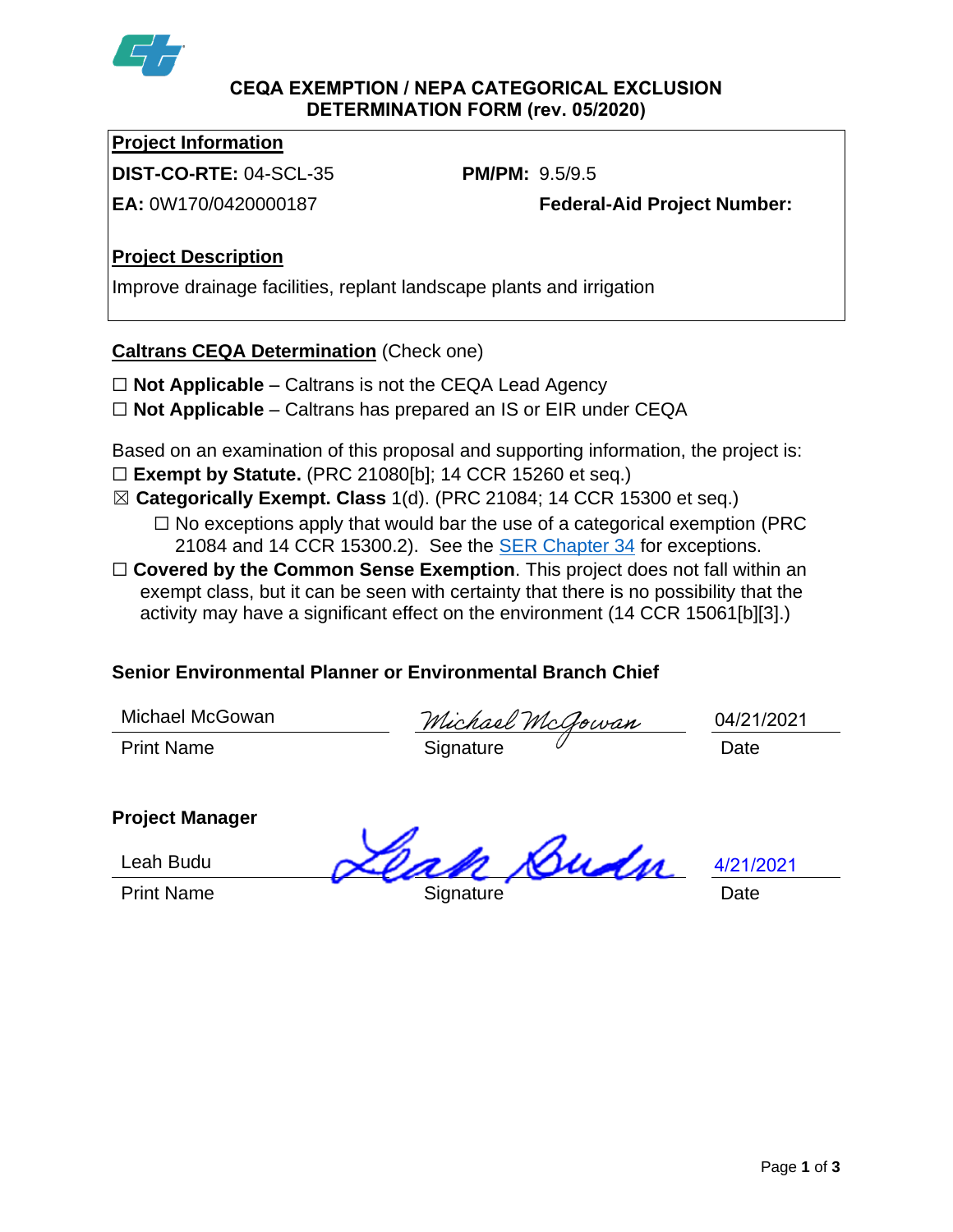# CEQA EXEMPTION / NEPA CATEGORICAL EXCLUSION DETERMINATION FORM (rev. 05/2020)

**Project Information**

**DIST-CO-RTE:** 04-SCL-35 **PM/PM:** 9.5/9.5

**EA:** 0W170/0420000187 **Federal-Aid Project Number:**

**Project Description**

Improve drainage facilities, replant landscape plants and irrigation

**Caltrans CEQA Determination** (Check one)

☐ **Not Applicable** – Caltrans is not the CEQA Lead Agency

☐ **Not Applicable** – Caltrans has prepared an IS or EIR under CEQA

Based on an examination of this proposal and supporting information, the project is:

☐ **Exempt by Statute.** (PRC 21080[b]; 14 CCR 15260 et seq.)

☒ **Categorically Exempt. Class** 1(d). (PRC 21084; 14 CCR 15300 et seq.)

- ☐ No exceptions apply that would bar the use of a categorical exemption (PRC 21084 and 14 CCR 15300.2). See the SER Chapter 34 for exceptions.

☐ **Covered by the Common Sense Exemption**. This project does not fall within an exempt class, but it can be seen with certainty that there is no possibility that the activity may have a significant effect on the environment (14 CCR 15061[b][3].)

**Senior Environmental Planner or Environmental Branch Chief**

| Michael McGowan | Michael McGowan | 04/21/2021 |
|---|---|---|
| Print Name | Signature | Date |

**Project Manager**

| Leah Budu | Leah Budu | 4/21/2021 |
|---|---|---|
| Print Name | Signature | Date |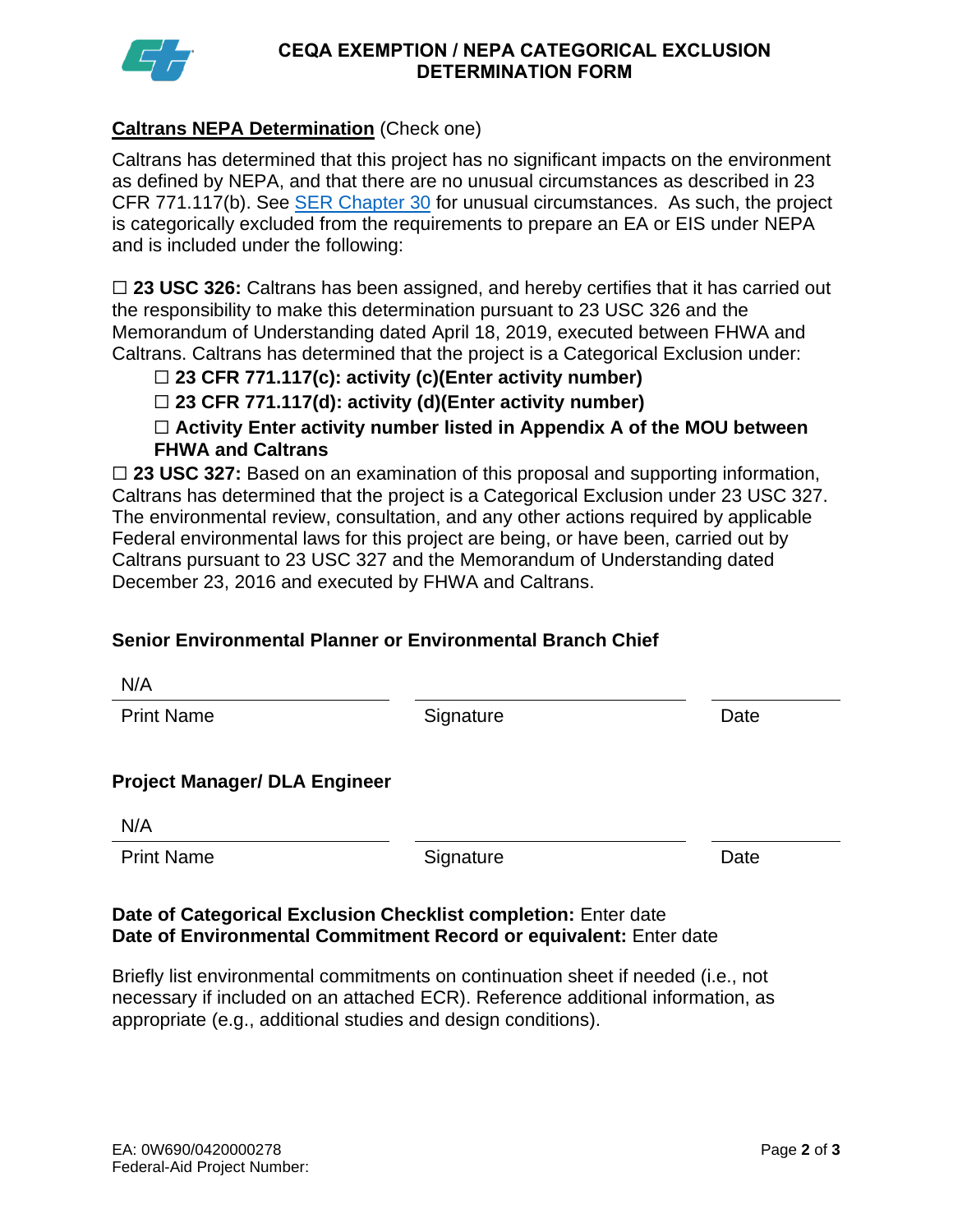# CEQA EXEMPTION / NEPA CATEGORICAL EXCLUSION DETERMINATION FORM

**Caltrans NEPA Determination** (Check one)

Caltrans has determined that this project has no significant impacts on the environment as defined by NEPA, and that there are no unusual circumstances as described in 23 CFR 771.117(b). See [SER Chapter 30](SER Chapter 30) for unusual circumstances. As such, the project is categorically excluded from the requirements to prepare an EA or EIS under NEPA and is included under the following:

☐ **23 USC 326:** Caltrans has been assigned, and hereby certifies that it has carried out the responsibility to make this determination pursuant to 23 USC 326 and the Memorandum of Understanding dated April 18, 2019, executed between FHWA and Caltrans. Caltrans has determined that the project is a Categorical Exclusion under:

- ☐ **23 CFR 771.117(c): activity (c)(Enter activity number)**
- ☐ **23 CFR 771.117(d): activity (d)(Enter activity number)**
- ☐ **Activity Enter activity number listed in Appendix A of the MOU between FHWA and Caltrans**

☐ **23 USC 327:** Based on an examination of this proposal and supporting information, Caltrans has determined that the project is a Categorical Exclusion under 23 USC 327. The environmental review, consultation, and any other actions required by applicable Federal environmental laws for this project are being, or have been, carried out by Caltrans pursuant to 23 USC 327 and the Memorandum of Understanding dated December 23, 2016 and executed by FHWA and Caltrans.

**Senior Environmental Planner or Environmental Branch Chief**

| N/A | | |
|---|---|---|
| Print Name | Signature | Date |

**Project Manager/ DLA Engineer**

| N/A | | |
|---|---|---|
| Print Name | Signature | Date |

**Date of Categorical Exclusion Checklist completion:** Enter date
**Date of Environmental Commitment Record or equivalent:** Enter date

Briefly list environmental commitments on continuation sheet if needed (i.e., not necessary if included on an attached ECR). Reference additional information, as appropriate (e.g., additional studies and design conditions).

EA: 0W690/0420000278
Federal-Aid Project Number: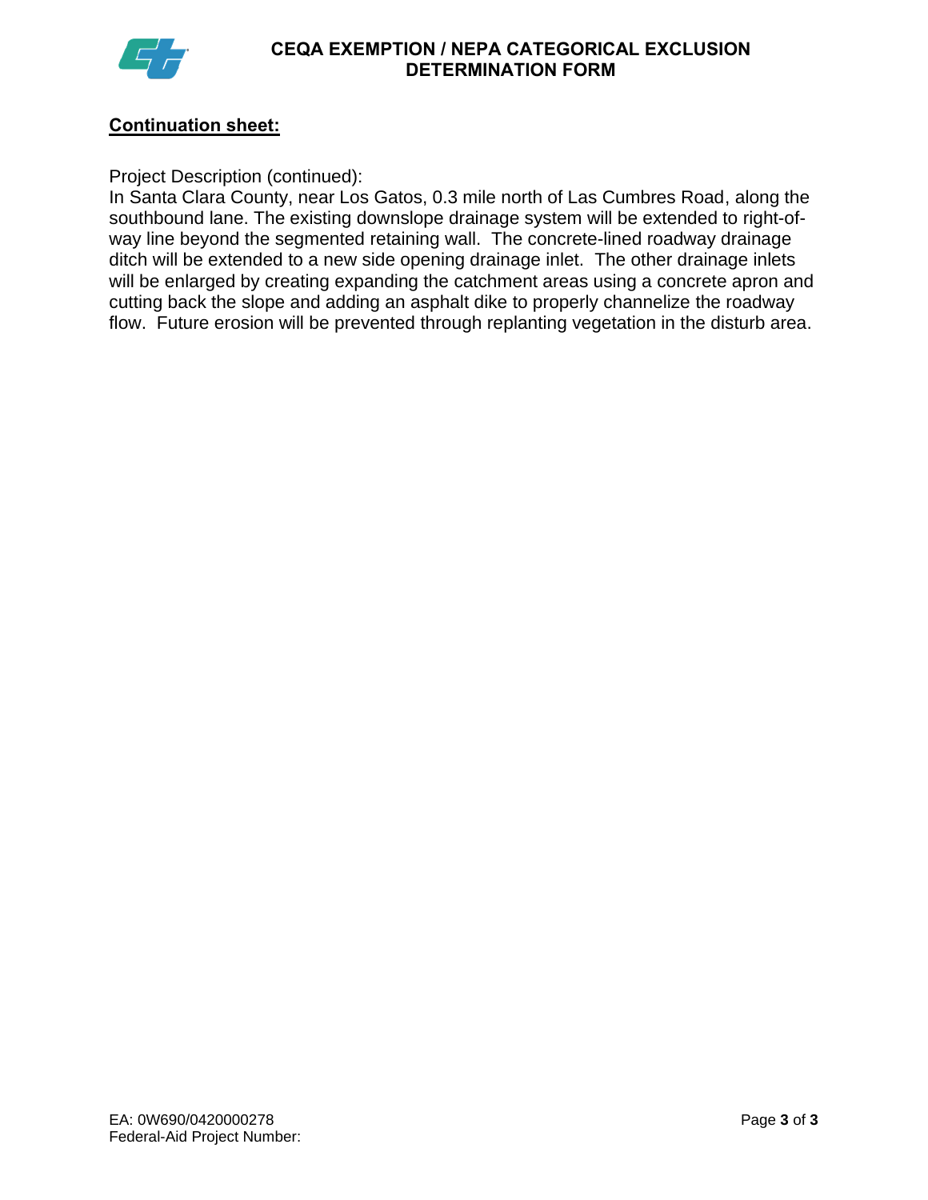**Continuation sheet:**

Project Description (continued):
In Santa Clara County, near Los Gatos, 0.3 mile north of Las Cumbres Road, along the southbound lane. The existing downslope drainage system will be extended to right-of-way line beyond the segmented retaining wall. The concrete-lined roadway drainage ditch will be extended to a new side opening drainage inlet. The other drainage inlets will be enlarged by creating expanding the catchment areas using a concrete apron and cutting back the slope and adding an asphalt dike to properly channelize the roadway flow. Future erosion will be prevented through replanting vegetation in the disturb area.

EA: 0W690/0420000278
Federal-Aid Project Number: